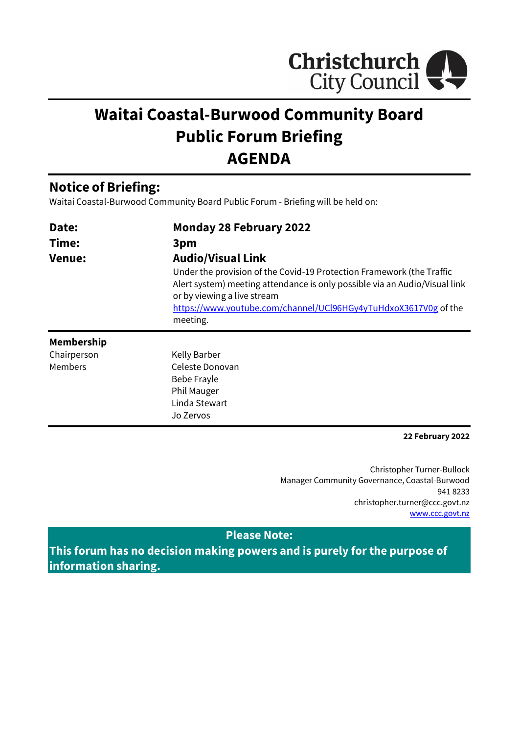# Waitai Coastal-Burwood Community Board Public Forum Briefing AGENDA

## Notice of Briefing:

Waitai Coastal-Burwood Community Board Public Forum - Briefing will be held on:

| | |
|---|---|
| **Date:** | **Monday 28 February 2022** |
| **Time:** | **3pm** |
| **Venue:** | **Audio/Visual Link**<br>Under the provision of the Covid-19 Protection Framework (the Traffic Alert system) meeting attendance is only possible via an Audio/Visual link or by viewing a live stream https://www.youtube.com/channel/UCl96HGy4yTuHdxoX3617V0g of the meeting. |

**Membership**

| | |
|---|---|
| Chairperson | Kelly Barber |
| Members | Celeste Donovan |
| | Bebe Frayle |
| | Phil Mauger |
| | Linda Stewart |
| | Jo Zervos |

**22 February 2022**

Christopher Turner-Bullock
Manager Community Governance, Coastal-Burwood
941 8233
christopher.turner@ccc.govt.nz
www.ccc.govt.nz

**Please Note:**
**This forum has no decision making powers and is purely for the purpose of information sharing.**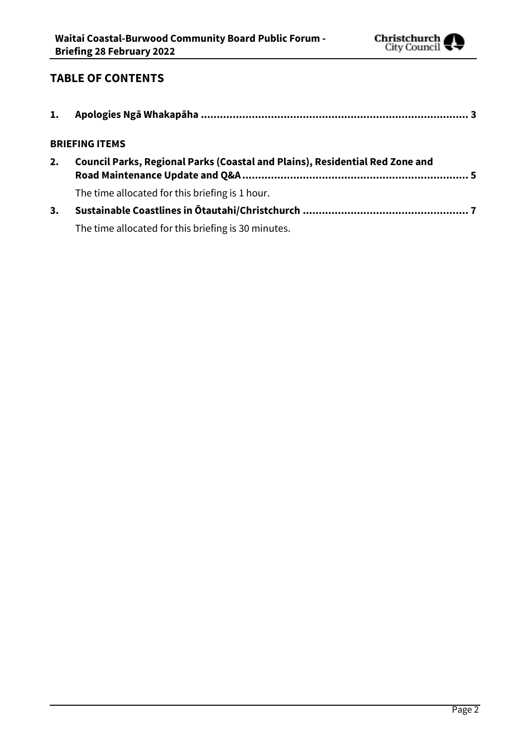## TABLE OF CONTENTS

**1. Apologies Ngā Whakapāha .................................................................................... 3**

**BRIEFING ITEMS**

**2. Council Parks, Regional Parks (Coastal and Plains), Residential Red Zone and Road Maintenance Update and Q&A ...................................................................... 5**

The time allocated for this briefing is 1 hour.

**3. Sustainable Coastlines in Ōtautahi/Christchurch ................................................... 7**

The time allocated for this briefing is 30 minutes.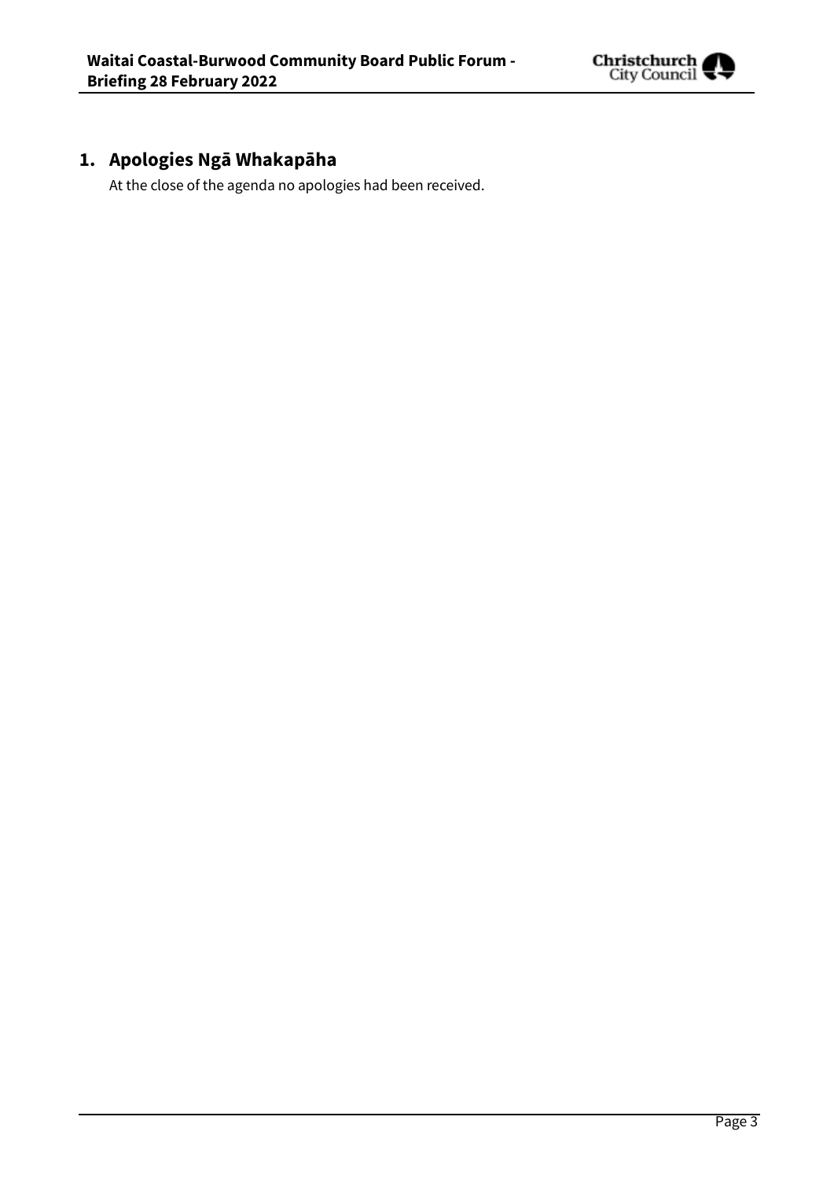## 1. Apologies Ngā Whakapāha

At the close of the agenda no apologies had been received.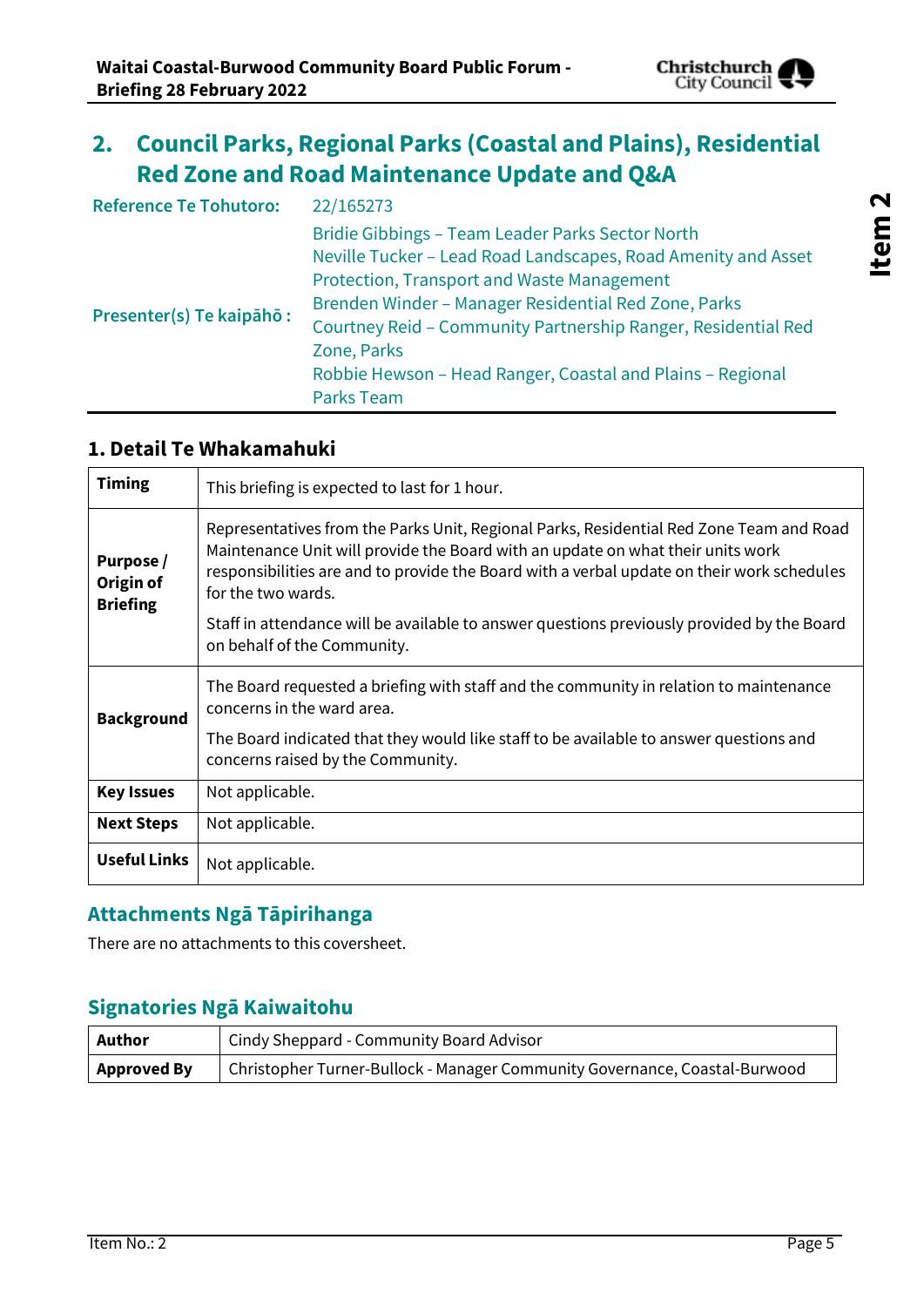## 2. Council Parks, Regional Parks (Coastal and Plains), Residential Red Zone and Road Maintenance Update and Q&A

| | |
|---|---|
| **Reference Te Tohutoro:** | 22/165273 |
| **Presenter(s) Te kaipāhō :** | Bridie Gibbings – Team Leader Parks Sector North<br>Neville Tucker – Lead Road Landscapes, Road Amenity and Asset Protection, Transport and Waste Management<br>Brenden Winder – Manager Residential Red Zone, Parks<br>Courtney Reid – Community Partnership Ranger, Residential Red Zone, Parks<br>Robbie Hewson – Head Ranger, Coastal and Plains – Regional Parks Team |

### 1. Detail Te Whakamahuki

| | |
|---|---|
| **Timing** | This briefing is expected to last for 1 hour. |
| **Purpose / Origin of Briefing** | Representatives from the Parks Unit, Regional Parks, Residential Red Zone Team and Road Maintenance Unit will provide the Board with an update on what their units work responsibilities are and to provide the Board with a verbal update on their work schedules for the two wards.<br><br>Staff in attendance will be available to answer questions previously provided by the Board on behalf of the Community. |
| **Background** | The Board requested a briefing with staff and the community in relation to maintenance concerns in the ward area.<br><br>The Board indicated that they would like staff to be available to answer questions and concerns raised by the Community. |
| **Key Issues** | Not applicable. |
| **Next Steps** | Not applicable. |
| **Useful Links** | Not applicable. |

### Attachments Ngā Tāpirihanga

There are no attachments to this coversheet.

### Signatories Ngā Kaiwaitohu

| | |
|---|---|
| **Author** | Cindy Sheppard - Community Board Advisor |
| **Approved By** | Christopher Turner-Bullock - Manager Community Governance, Coastal-Burwood |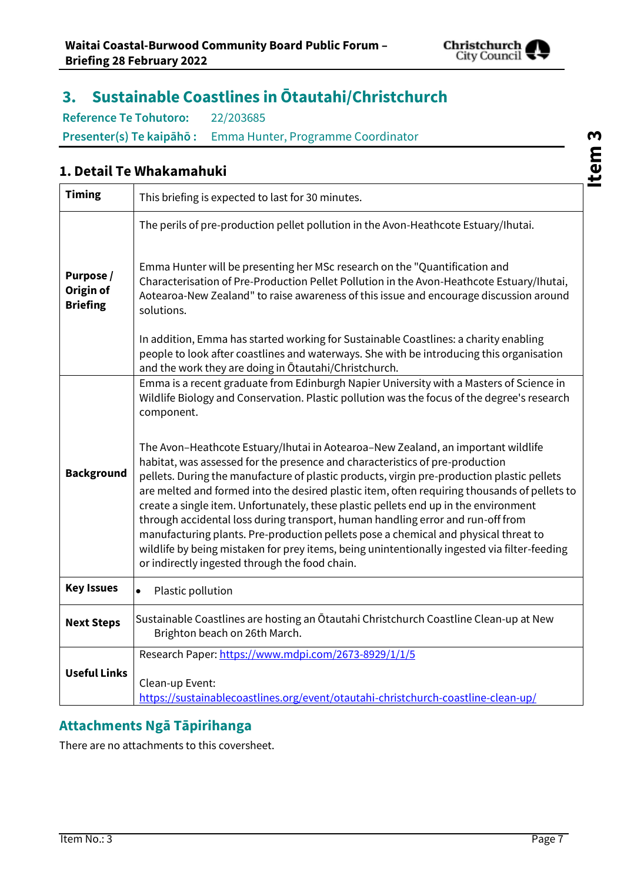# 3. Sustainable Coastlines in Ōtautahi/Christchurch

**Reference Te Tohutoro:** 22/203685

**Presenter(s) Te kaipāhō :** Emma Hunter, Programme Coordinator

## 1. Detail Te Whakamahuki

| | |
|---|---|
| **Timing** | This briefing is expected to last for 30 minutes. |
| **Purpose / Origin of Briefing** | The perils of pre-production pellet pollution in the Avon-Heathcote Estuary/Ihutai.<br><br>Emma Hunter will be presenting her MSc research on the "Quantification and Characterisation of Pre-Production Pellet Pollution in the Avon-Heathcote Estuary/Ihutai, Aotearoa-New Zealand" to raise awareness of this issue and encourage discussion around solutions.<br><br>In addition, Emma has started working for Sustainable Coastlines: a charity enabling people to look after coastlines and waterways. She with be introducing this organisation and the work they are doing in Ōtautahi/Christchurch. |
| **Background** | Emma is a recent graduate from Edinburgh Napier University with a Masters of Science in Wildlife Biology and Conservation. Plastic pollution was the focus of the degree's research component.<br><br>The Avon–Heathcote Estuary/Ihutai in Aotearoa–New Zealand, an important wildlife habitat, was assessed for the presence and characteristics of pre-production pellets. During the manufacture of plastic products, virgin pre-production plastic pellets are melted and formed into the desired plastic item, often requiring thousands of pellets to create a single item. Unfortunately, these plastic pellets end up in the environment through accidental loss during transport, human handling error and run-off from manufacturing plants. Pre-production pellets pose a chemical and physical threat to wildlife by being mistaken for prey items, being unintentionally ingested via filter-feeding or indirectly ingested through the food chain. |
| **Key Issues** | • Plastic pollution |
| **Next Steps** | Sustainable Coastlines are hosting an Ōtautahi Christchurch Coastline Clean-up at New Brighton beach on 26th March. |
| **Useful Links** | Research Paper: https://www.mdpi.com/2673-8929/1/1/5<br><br>Clean-up Event:<br>https://sustainablecoastlines.org/event/otautahi-christchurch-coastline-clean-up/ |

## Attachments Ngā Tāpirihanga

There are no attachments to this coversheet.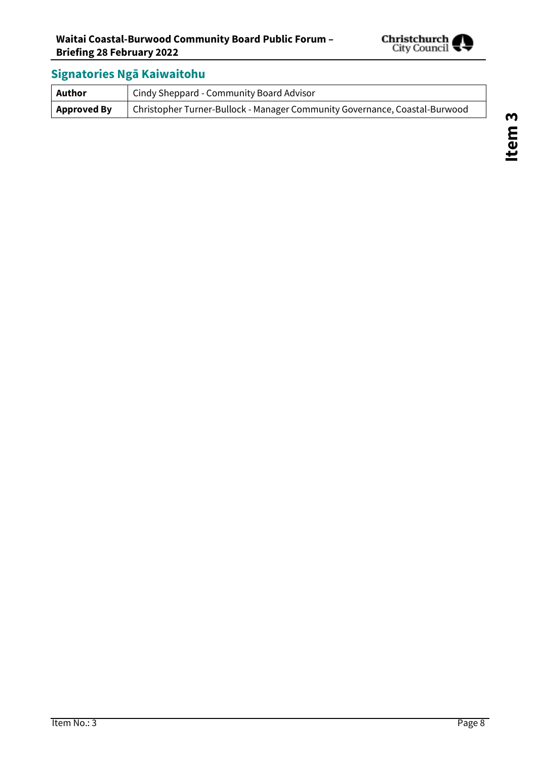## Signatories Ngā Kaiwaitohu

| | |
|---|---|
| **Author** | Cindy Sheppard - Community Board Advisor |
| **Approved By** | Christopher Turner-Bullock - Manager Community Governance, Coastal-Burwood |